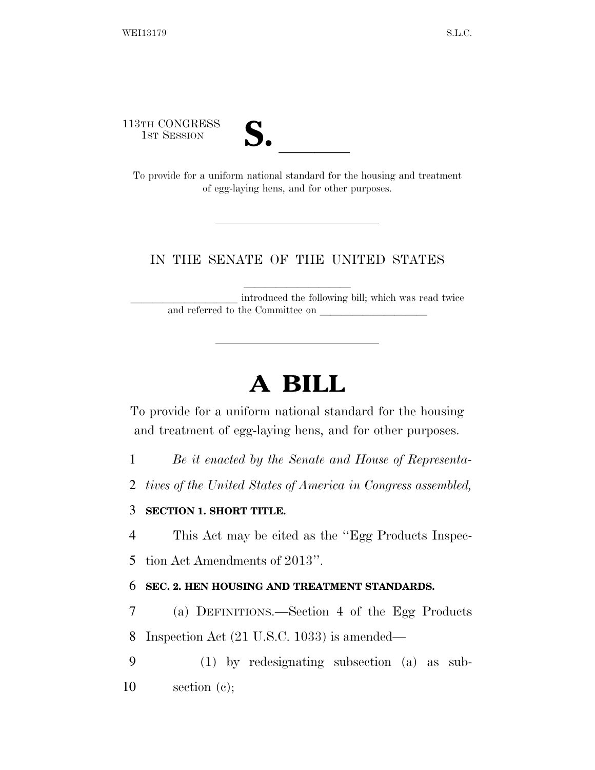113TH CONGRESS
1ST SESSION

# S. \_\_\_\_\_\_

To provide for a uniform national standard for the housing and treatment of egg-laying hens, and for other purposes.

---

IN THE SENATE OF THE UNITED STATES

\_\_\_\_\_\_\_\_\_\_\_\_\_\_\_\_\_\_\_\_ introduced the following bill; which was read twice and referred to the Committee on \_\_\_\_\_\_\_\_\_\_\_\_\_\_\_\_\_\_\_\_

---

# A BILL

To provide for a uniform national standard for the housing and treatment of egg-laying hens, and for other purposes.

*Be it enacted by the Senate and House of Representatives of the United States of America in Congress assembled,*

**SECTION 1. SHORT TITLE.**

This Act may be cited as the "Egg Products Inspection Act Amendments of 2013".

**SEC. 2. HEN HOUSING AND TREATMENT STANDARDS.**

(a) DEFINITIONS.—Section 4 of the Egg Products Inspection Act (21 U.S.C. 1033) is amended—

(1) by redesignating subsection (a) as subsection (c);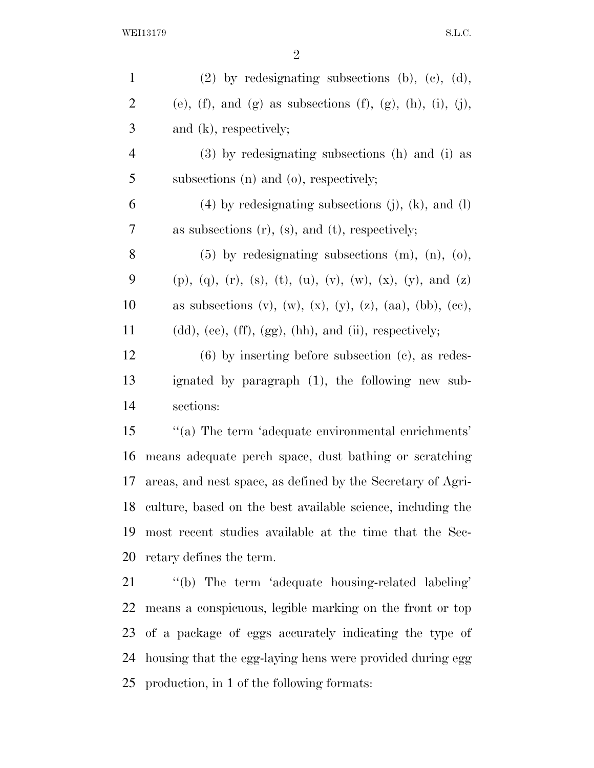(2) by redesignating subsections (b), (c), (d), (e), (f), and (g) as subsections (f), (g), (h), (i), (j), and (k), respectively;

(3) by redesignating subsections (h) and (i) as subsections (n) and (o), respectively;

(4) by redesignating subsections (j), (k), and (l) as subsections (r), (s), and (t), respectively;

(5) by redesignating subsections (m), (n), (o), (p), (q), (r), (s), (t), (u), (v), (w), (x), (y), and (z) as subsections (v), (w), (x), (y), (z), (aa), (bb), (cc), (dd), (ee), (ff), (gg), (hh), and (ii), respectively;

(6) by inserting before subsection (c), as redesignated by paragraph (1), the following new subsections:

''(a) The term 'adequate environmental enrichments' means adequate perch space, dust bathing or scratching areas, and nest space, as defined by the Secretary of Agriculture, based on the best available science, including the most recent studies available at the time that the Secretary defines the term.

''(b) The term 'adequate housing-related labeling' means a conspicuous, legible marking on the front or top of a package of eggs accurately indicating the type of housing that the egg-laying hens were provided during egg production, in 1 of the following formats: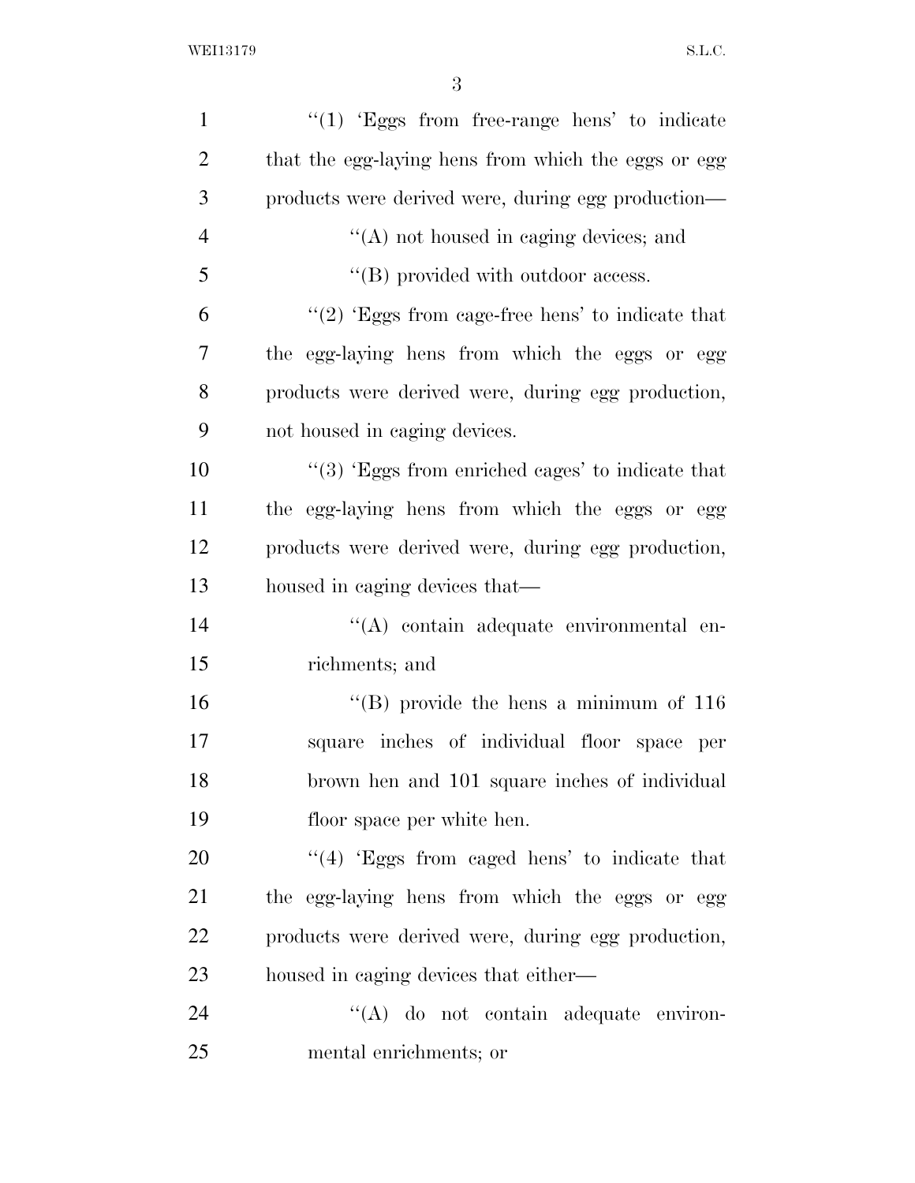''(1) 'Eggs from free-range hens' to indicate that the egg-laying hens from which the eggs or egg products were derived were, during egg production—

''(A) not housed in caging devices; and

''(B) provided with outdoor access.

''(2) 'Eggs from cage-free hens' to indicate that the egg-laying hens from which the eggs or egg products were derived were, during egg production, not housed in caging devices.

''(3) 'Eggs from enriched cages' to indicate that the egg-laying hens from which the eggs or egg products were derived were, during egg production, housed in caging devices that—

''(A) contain adequate environmental enrichments; and

''(B) provide the hens a minimum of 116 square inches of individual floor space per brown hen and 101 square inches of individual floor space per white hen.

''(4) 'Eggs from caged hens' to indicate that the egg-laying hens from which the eggs or egg products were derived were, during egg production, housed in caging devices that either—

''(A) do not contain adequate environmental enrichments; or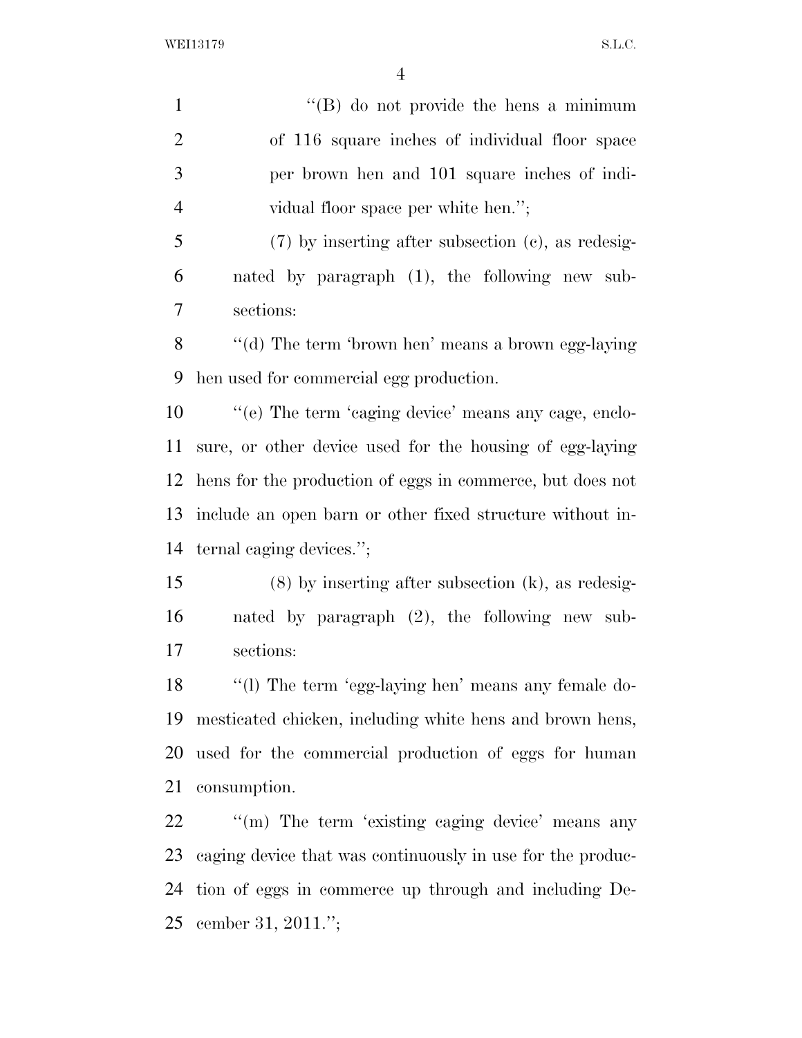"(B) do not provide the hens a minimum of 116 square inches of individual floor space per brown hen and 101 square inches of individual floor space per white hen.";

(7) by inserting after subsection (c), as redesignated by paragraph (1), the following new subsections:

"(d) The term 'brown hen' means a brown egg-laying hen used for commercial egg production.

"(e) The term 'caging device' means any cage, enclosure, or other device used for the housing of egg-laying hens for the production of eggs in commerce, but does not include an open barn or other fixed structure without internal caging devices.";

(8) by inserting after subsection (k), as redesignated by paragraph (2), the following new subsections:

"(l) The term 'egg-laying hen' means any female domesticated chicken, including white hens and brown hens, used for the commercial production of eggs for human consumption.

"(m) The term 'existing caging device' means any caging device that was continuously in use for the production of eggs in commerce up through and including December 31, 2011.";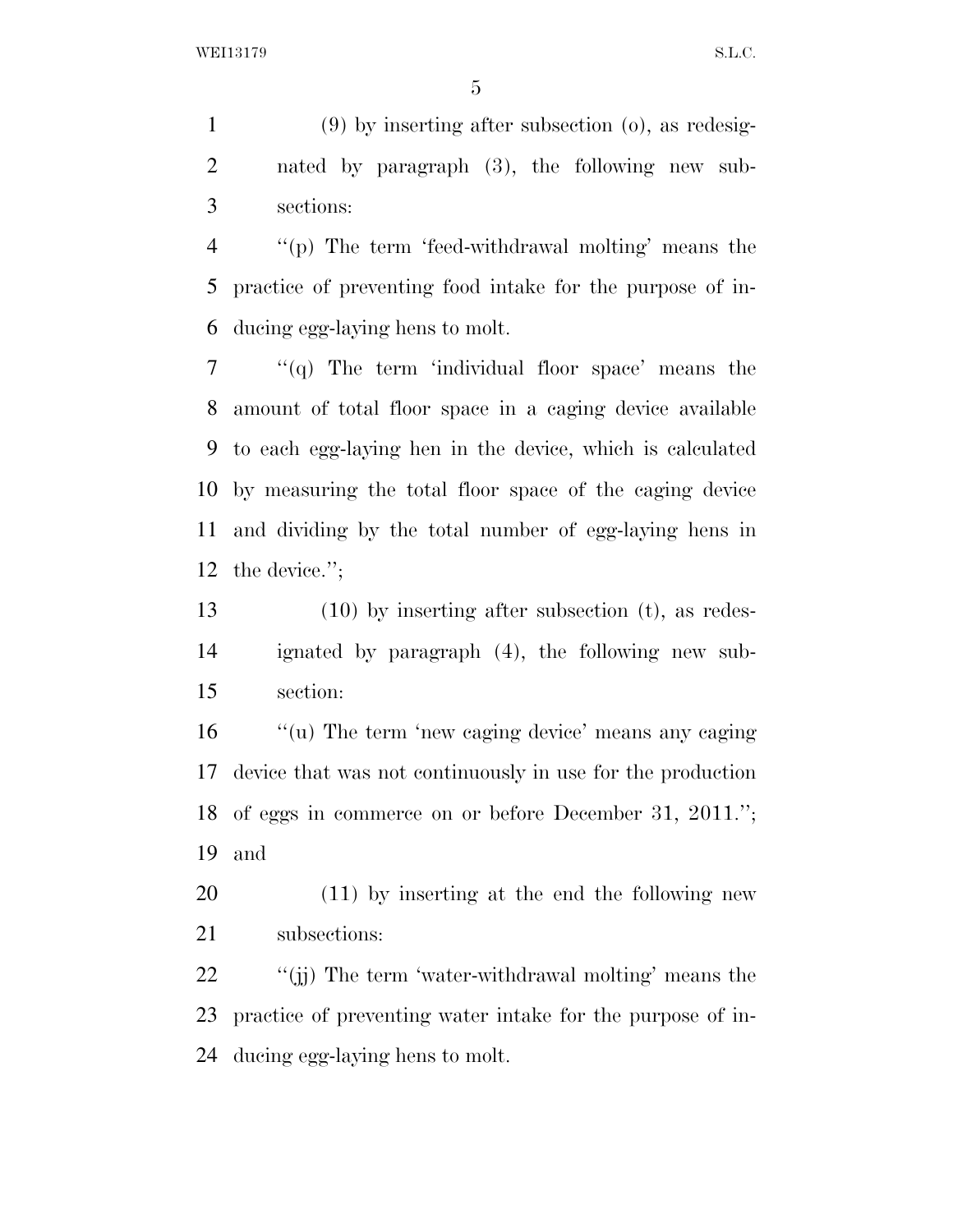(9) by inserting after subsection (o), as redesignated by paragraph (3), the following new subsections:

"(p) The term 'feed-withdrawal molting' means the practice of preventing food intake for the purpose of inducing egg-laying hens to molt.

"(q) The term 'individual floor space' means the amount of total floor space in a caging device available to each egg-laying hen in the device, which is calculated by measuring the total floor space of the caging device and dividing by the total number of egg-laying hens in the device.";

(10) by inserting after subsection (t), as redesignated by paragraph (4), the following new subsection:

"(u) The term 'new caging device' means any caging device that was not continuously in use for the production of eggs in commerce on or before December 31, 2011."; and

(11) by inserting at the end the following new subsections:

"(jj) The term 'water-withdrawal molting' means the practice of preventing water intake for the purpose of inducing egg-laying hens to molt.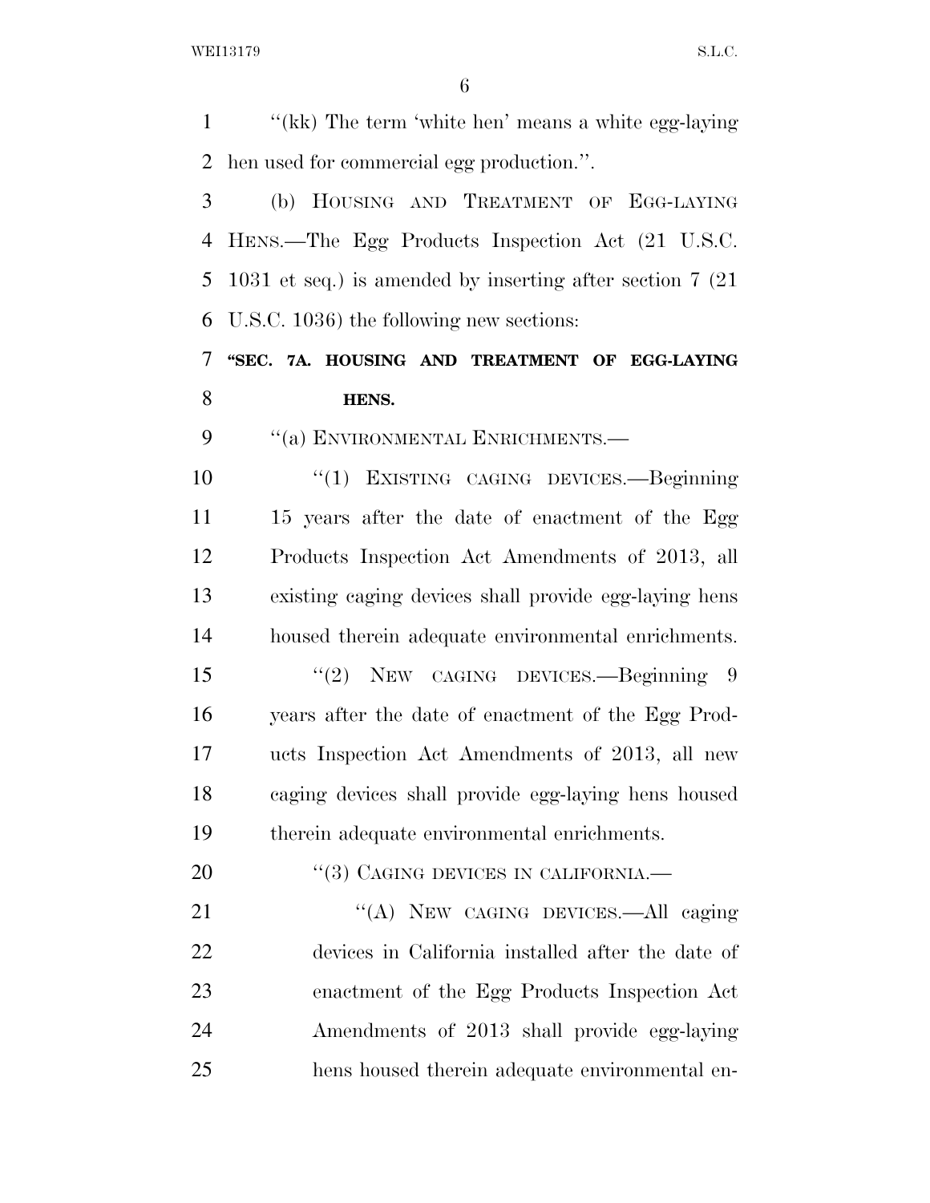''(kk) The term 'white hen' means a white egg-laying hen used for commercial egg production.''.

(b) HOUSING AND TREATMENT OF EGG-LAYING HENS.—The Egg Products Inspection Act (21 U.S.C. 1031 et seq.) is amended by inserting after section 7 (21 U.S.C. 1036) the following new sections:

**''SEC. 7A. HOUSING AND TREATMENT OF EGG-LAYING HENS.**

''(a) ENVIRONMENTAL ENRICHMENTS.—

''(1) EXISTING CAGING DEVICES.—Beginning 15 years after the date of enactment of the Egg Products Inspection Act Amendments of 2013, all existing caging devices shall provide egg-laying hens housed therein adequate environmental enrichments.

''(2) NEW CAGING DEVICES.—Beginning 9 years after the date of enactment of the Egg Products Inspection Act Amendments of 2013, all new caging devices shall provide egg-laying hens housed therein adequate environmental enrichments.

''(3) CAGING DEVICES IN CALIFORNIA.—

''(A) NEW CAGING DEVICES.—All caging devices in California installed after the date of enactment of the Egg Products Inspection Act Amendments of 2013 shall provide egg-laying hens housed therein adequate environmental en-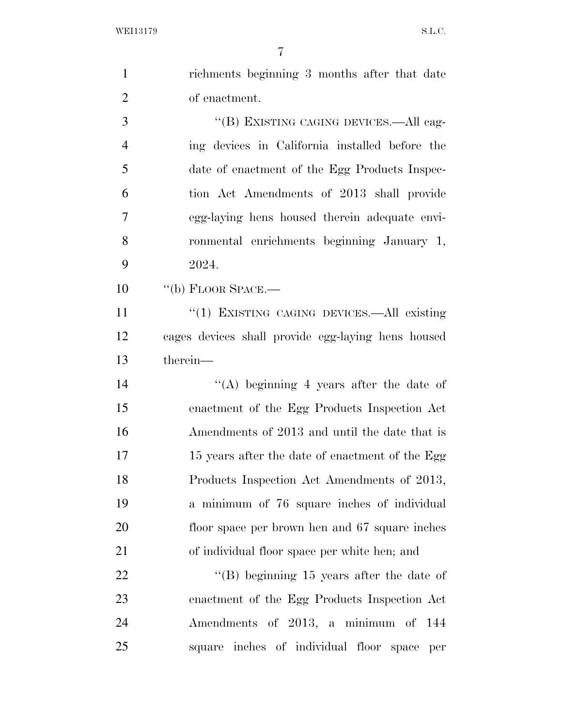richments beginning 3 months after that date of enactment.

''(B) EXISTING CAGING DEVICES.—All caging devices in California installed before the date of enactment of the Egg Products Inspection Act Amendments of 2013 shall provide egg-laying hens housed therein adequate environmental enrichments beginning January 1, 2024.

''(b) FLOOR SPACE.—

''(1) EXISTING CAGING DEVICES.—All existing cages devices shall provide egg-laying hens housed therein—

''(A) beginning 4 years after the date of enactment of the Egg Products Inspection Act Amendments of 2013 and until the date that is 15 years after the date of enactment of the Egg Products Inspection Act Amendments of 2013, a minimum of 76 square inches of individual floor space per brown hen and 67 square inches of individual floor space per white hen; and

''(B) beginning 15 years after the date of enactment of the Egg Products Inspection Act Amendments of 2013, a minimum of 144 square inches of individual floor space per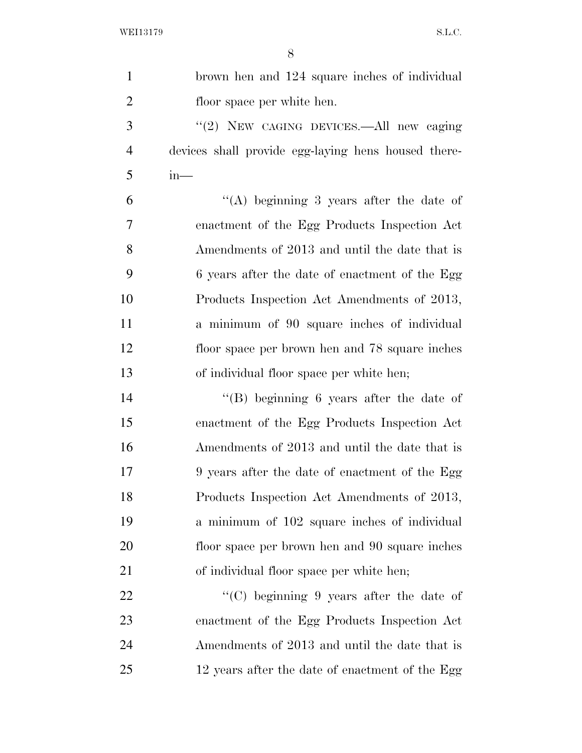brown hen and 124 square inches of individual floor space per white hen.

''(2) NEW CAGING DEVICES.—All new caging devices shall provide egg-laying hens housed therein—

''(A) beginning 3 years after the date of enactment of the Egg Products Inspection Act Amendments of 2013 and until the date that is 6 years after the date of enactment of the Egg Products Inspection Act Amendments of 2013, a minimum of 90 square inches of individual floor space per brown hen and 78 square inches of individual floor space per white hen;

''(B) beginning 6 years after the date of enactment of the Egg Products Inspection Act Amendments of 2013 and until the date that is 9 years after the date of enactment of the Egg Products Inspection Act Amendments of 2013, a minimum of 102 square inches of individual floor space per brown hen and 90 square inches of individual floor space per white hen;

''(C) beginning 9 years after the date of enactment of the Egg Products Inspection Act Amendments of 2013 and until the date that is 12 years after the date of enactment of the Egg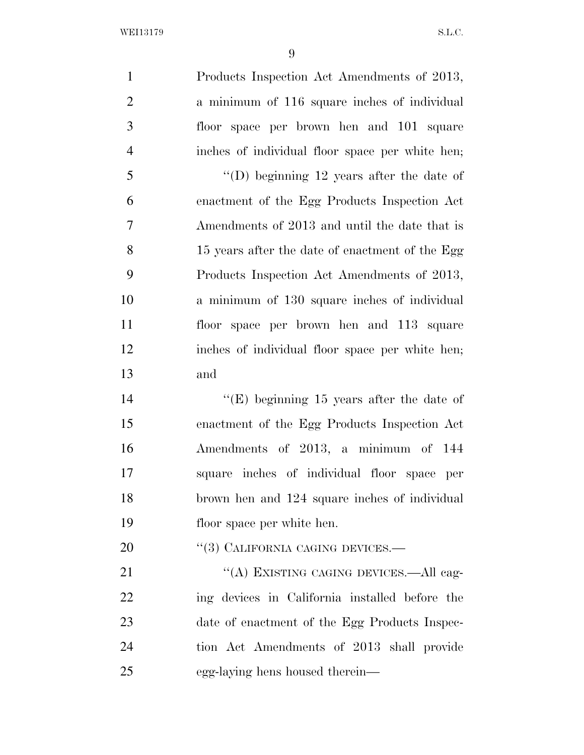Products Inspection Act Amendments of 2013, a minimum of 116 square inches of individual floor space per brown hen and 101 square inches of individual floor space per white hen;

''(D) beginning 12 years after the date of enactment of the Egg Products Inspection Act Amendments of 2013 and until the date that is 15 years after the date of enactment of the Egg Products Inspection Act Amendments of 2013, a minimum of 130 square inches of individual floor space per brown hen and 113 square inches of individual floor space per white hen; and

''(E) beginning 15 years after the date of enactment of the Egg Products Inspection Act Amendments of 2013, a minimum of 144 square inches of individual floor space per brown hen and 124 square inches of individual floor space per white hen.

''(3) CALIFORNIA CAGING DEVICES.—

''(A) EXISTING CAGING DEVICES.—All caging devices in California installed before the date of enactment of the Egg Products Inspection Act Amendments of 2013 shall provide egg-laying hens housed therein—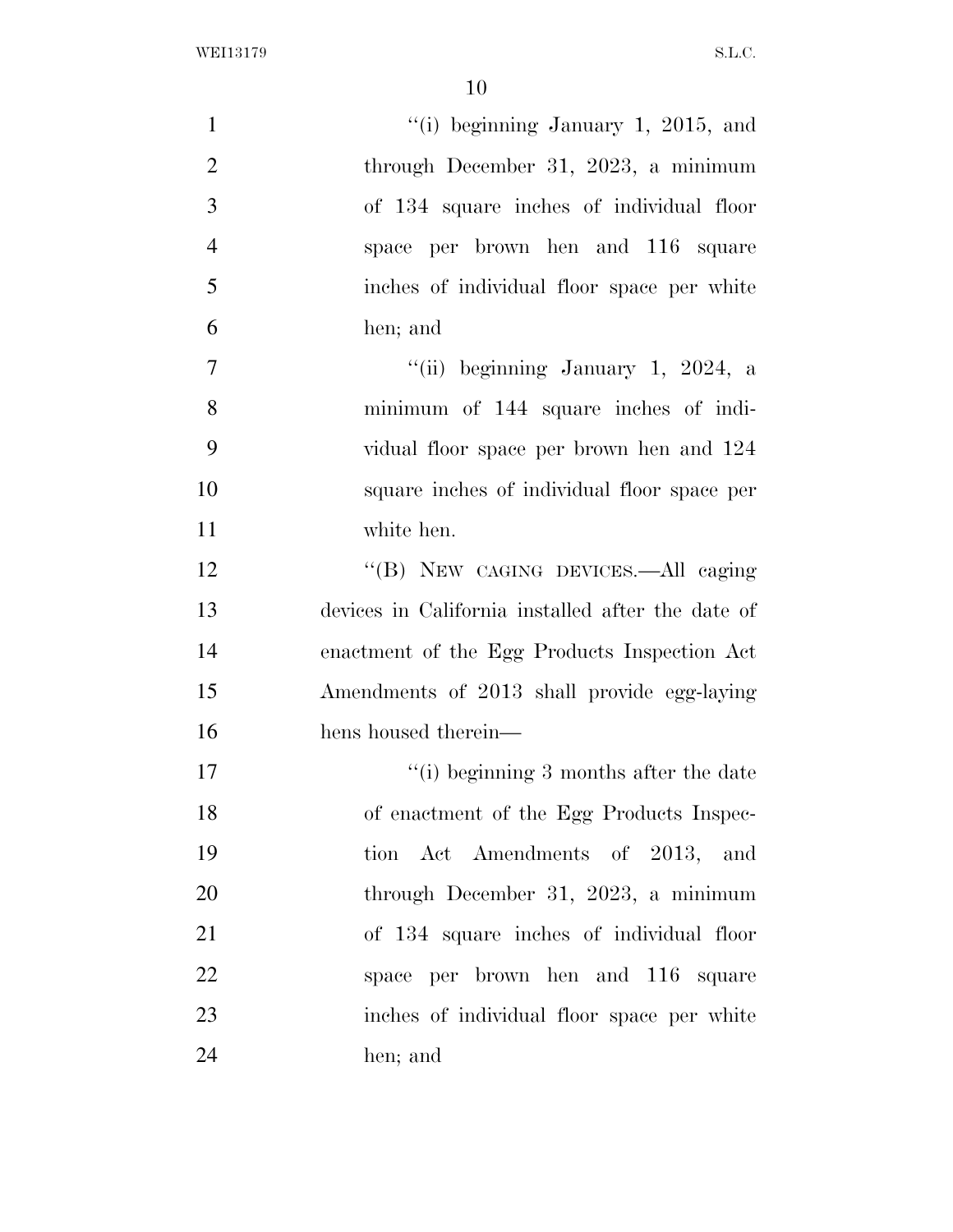''(i) beginning January 1, 2015, and through December 31, 2023, a minimum of 134 square inches of individual floor space per brown hen and 116 square inches of individual floor space per white hen; and

''(ii) beginning January 1, 2024, a minimum of 144 square inches of individual floor space per brown hen and 124 square inches of individual floor space per white hen.

''(B) NEW CAGING DEVICES.—All caging devices in California installed after the date of enactment of the Egg Products Inspection Act Amendments of 2013 shall provide egg-laying hens housed therein—

''(i) beginning 3 months after the date of enactment of the Egg Products Inspection Act Amendments of 2013, and through December 31, 2023, a minimum of 134 square inches of individual floor space per brown hen and 116 square inches of individual floor space per white hen; and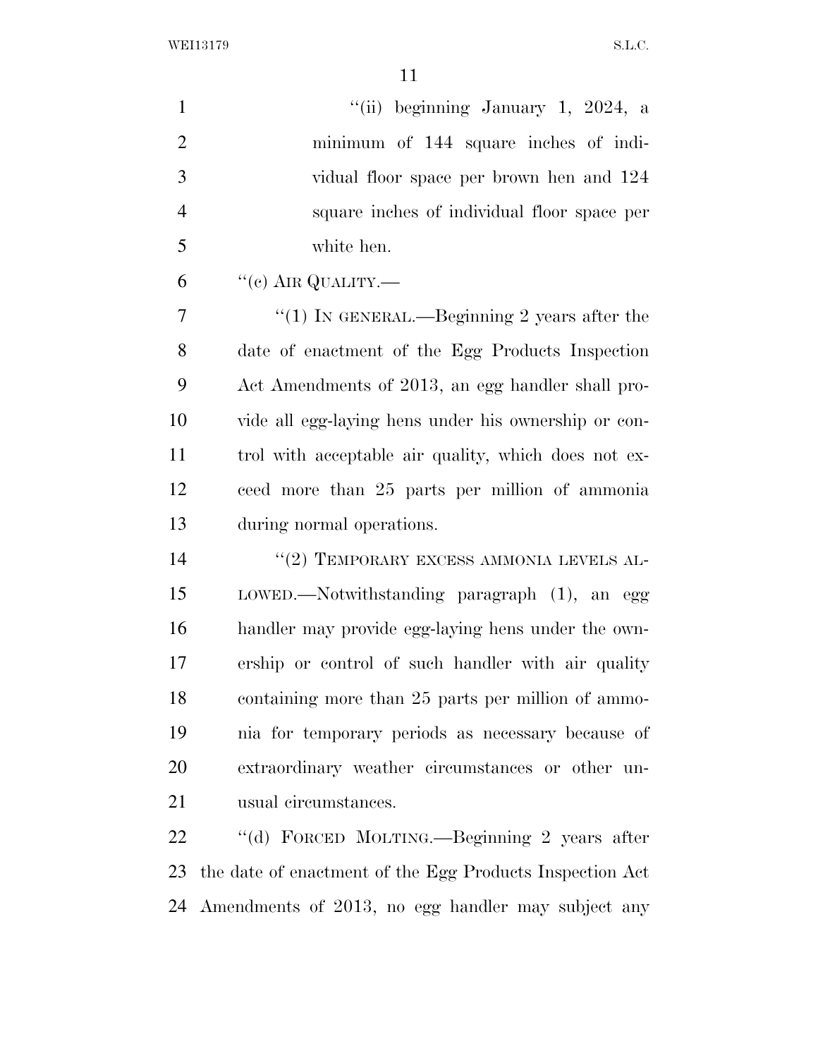"(ii) beginning January 1, 2024, a minimum of 144 square inches of individual floor space per brown hen and 124 square inches of individual floor space per white hen.

"(c) AIR QUALITY.—

"(1) IN GENERAL.—Beginning 2 years after the date of enactment of the Egg Products Inspection Act Amendments of 2013, an egg handler shall provide all egg-laying hens under his ownership or control with acceptable air quality, which does not exceed more than 25 parts per million of ammonia during normal operations.

"(2) TEMPORARY EXCESS AMMONIA LEVELS ALLOWED.—Notwithstanding paragraph (1), an egg handler may provide egg-laying hens under the ownership or control of such handler with air quality containing more than 25 parts per million of ammonia for temporary periods as necessary because of extraordinary weather circumstances or other unusual circumstances.

"(d) FORCED MOLTING.—Beginning 2 years after the date of enactment of the Egg Products Inspection Act Amendments of 2013, no egg handler may subject any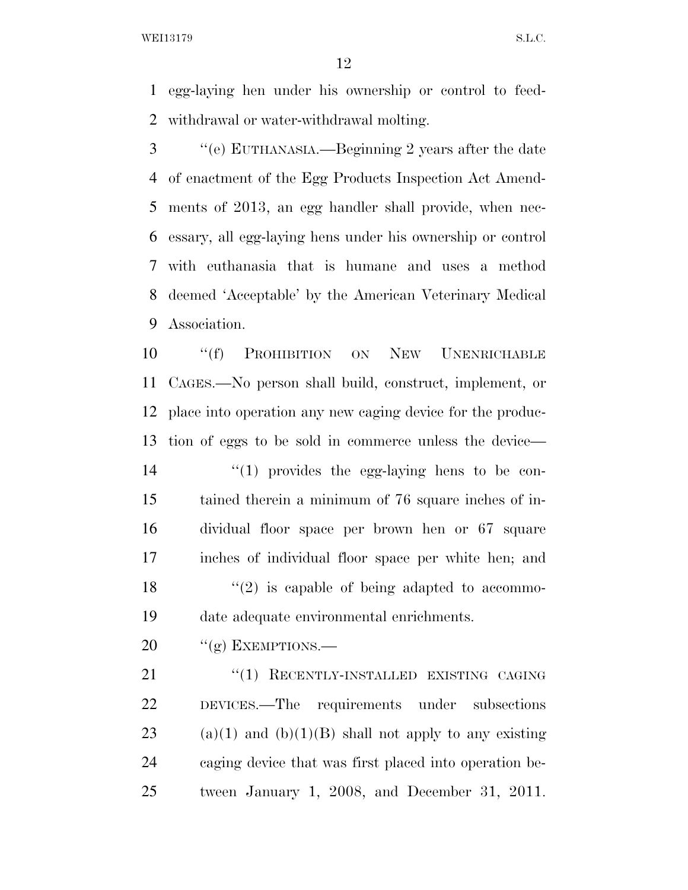egg-laying hen under his ownership or control to feed-withdrawal or water-withdrawal molting.

"(e) EUTHANASIA.—Beginning 2 years after the date of enactment of the Egg Products Inspection Act Amendments of 2013, an egg handler shall provide, when necessary, all egg-laying hens under his ownership or control with euthanasia that is humane and uses a method deemed 'Acceptable' by the American Veterinary Medical Association.

"(f) PROHIBITION ON NEW UNENRICHABLE CAGES.—No person shall build, construct, implement, or place into operation any new caging device for the production of eggs to be sold in commerce unless the device—

"(1) provides the egg-laying hens to be contained therein a minimum of 76 square inches of individual floor space per brown hen or 67 square inches of individual floor space per white hen; and

"(2) is capable of being adapted to accommodate adequate environmental enrichments.

"(g) EXEMPTIONS.—

"(1) RECENTLY-INSTALLED EXISTING CAGING DEVICES.—The requirements under subsections (a)(1) and (b)(1)(B) shall not apply to any existing caging device that was first placed into operation between January 1, 2008, and December 31, 2011.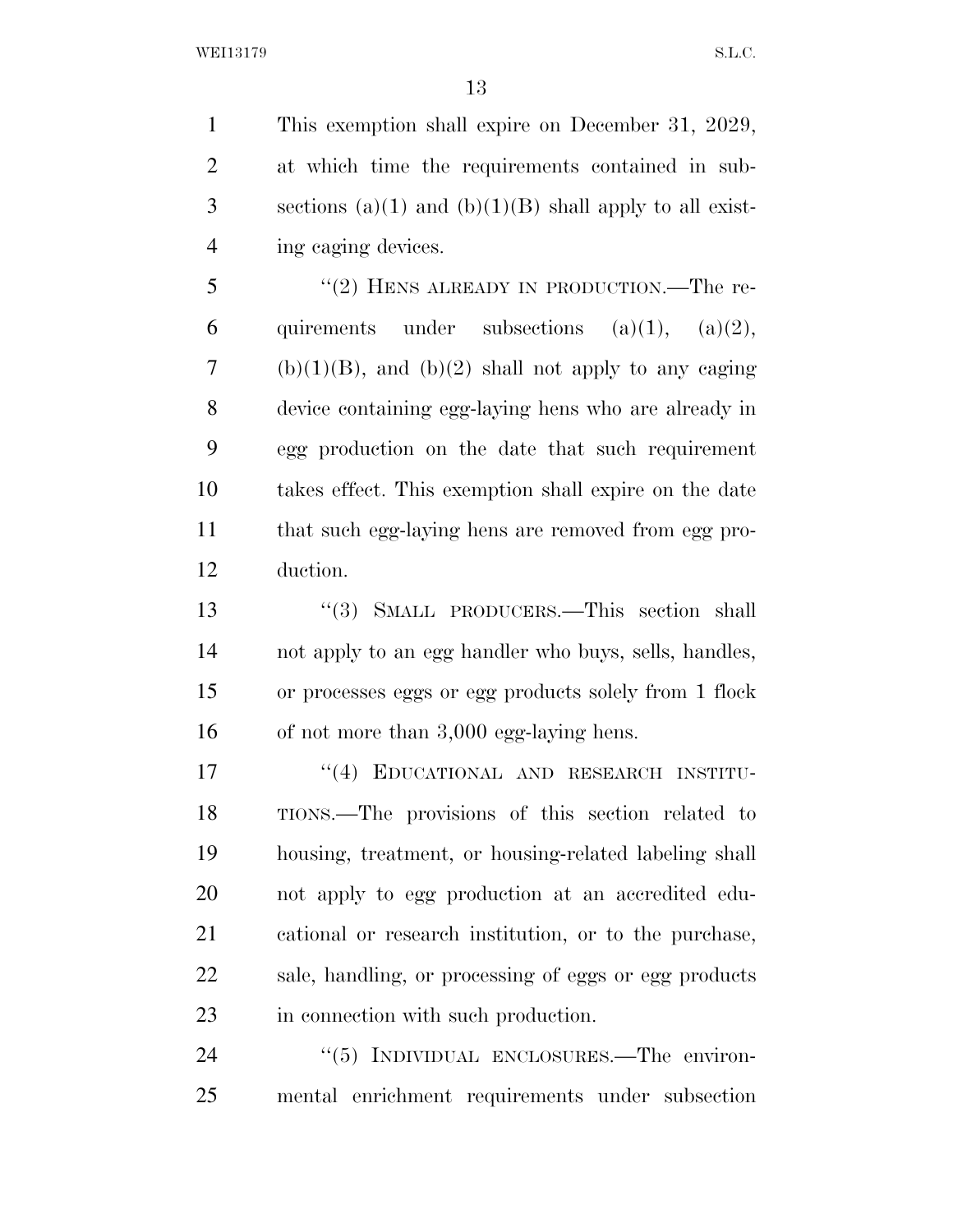This exemption shall expire on December 31, 2029, at which time the requirements contained in subsections (a)(1) and (b)(1)(B) shall apply to all existing caging devices.

"(2) HENS ALREADY IN PRODUCTION.—The requirements under subsections (a)(1), (a)(2), (b)(1)(B), and (b)(2) shall not apply to any caging device containing egg-laying hens who are already in egg production on the date that such requirement takes effect. This exemption shall expire on the date that such egg-laying hens are removed from egg production.

"(3) SMALL PRODUCERS.—This section shall not apply to an egg handler who buys, sells, handles, or processes eggs or egg products solely from 1 flock of not more than 3,000 egg-laying hens.

"(4) EDUCATIONAL AND RESEARCH INSTITUTIONS.—The provisions of this section related to housing, treatment, or housing-related labeling shall not apply to egg production at an accredited educational or research institution, or to the purchase, sale, handling, or processing of eggs or egg products in connection with such production.

"(5) INDIVIDUAL ENCLOSURES.—The environmental enrichment requirements under subsection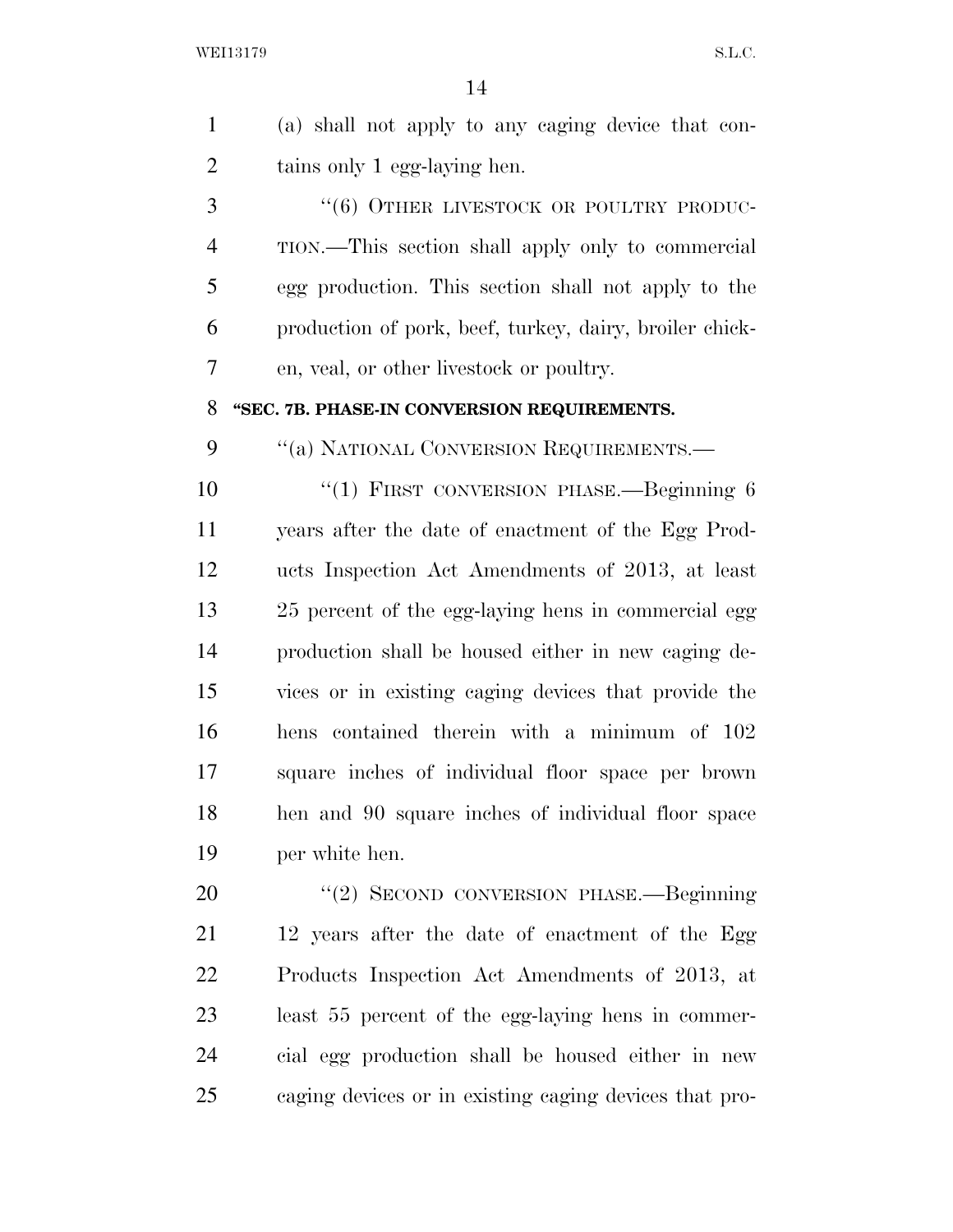(a) shall not apply to any caging device that contains only 1 egg-laying hen.

"(6) OTHER LIVESTOCK OR POULTRY PRODUCTION.—This section shall apply only to commercial egg production. This section shall not apply to the production of pork, beef, turkey, dairy, broiler chicken, veal, or other livestock or poultry.

**"SEC. 7B. PHASE-IN CONVERSION REQUIREMENTS.**

"(a) NATIONAL CONVERSION REQUIREMENTS.—

"(1) FIRST CONVERSION PHASE.—Beginning 6 years after the date of enactment of the Egg Products Inspection Act Amendments of 2013, at least 25 percent of the egg-laying hens in commercial egg production shall be housed either in new caging devices or in existing caging devices that provide the hens contained therein with a minimum of 102 square inches of individual floor space per brown hen and 90 square inches of individual floor space per white hen.

"(2) SECOND CONVERSION PHASE.—Beginning 12 years after the date of enactment of the Egg Products Inspection Act Amendments of 2013, at least 55 percent of the egg-laying hens in commercial egg production shall be housed either in new caging devices or in existing caging devices that pro-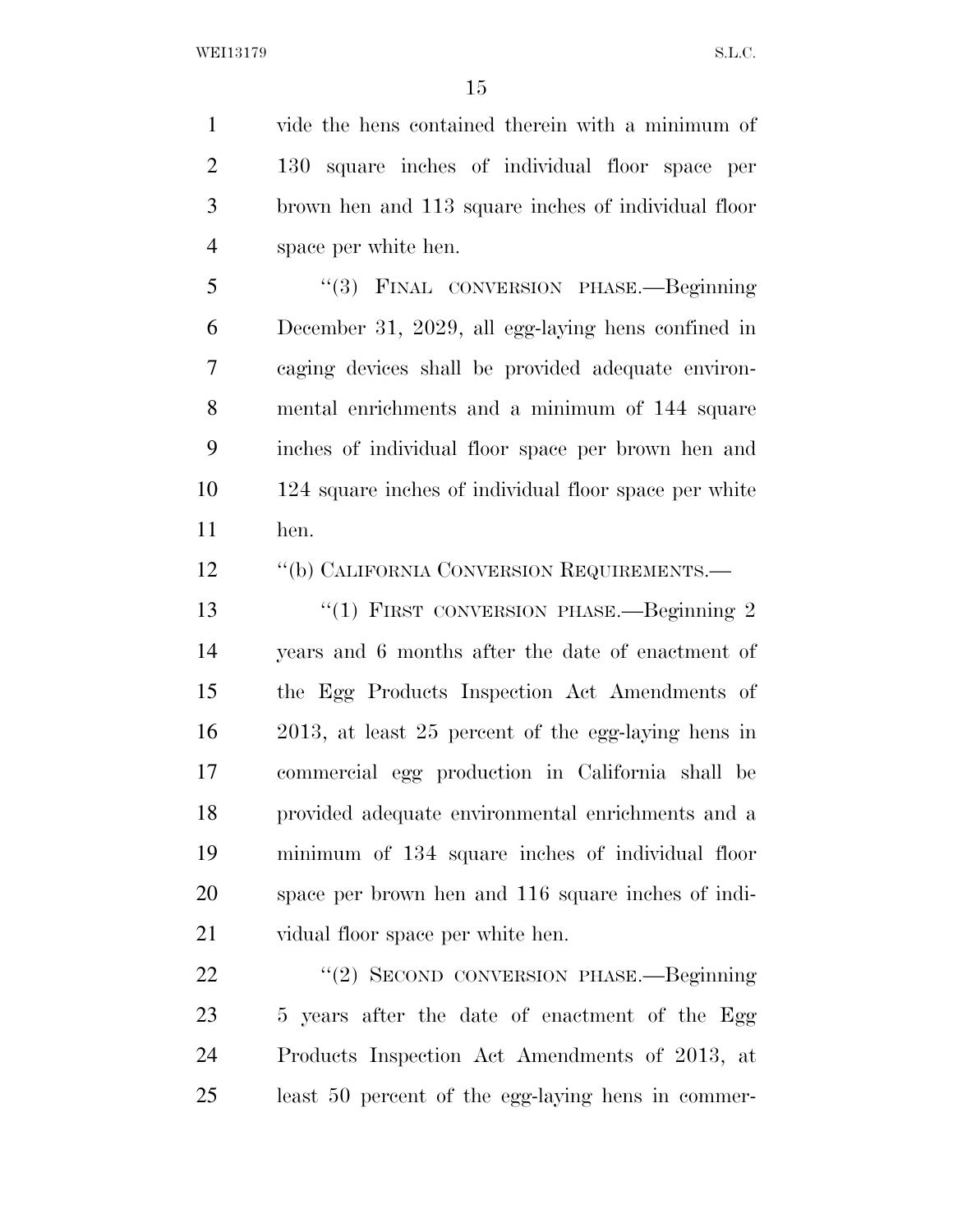vide the hens contained therein with a minimum of 130 square inches of individual floor space per brown hen and 113 square inches of individual floor space per white hen.

"(3) FINAL CONVERSION PHASE.—Beginning December 31, 2029, all egg-laying hens confined in caging devices shall be provided adequate environmental enrichments and a minimum of 144 square inches of individual floor space per brown hen and 124 square inches of individual floor space per white hen.

"(b) CALIFORNIA CONVERSION REQUIREMENTS.—

"(1) FIRST CONVERSION PHASE.—Beginning 2 years and 6 months after the date of enactment of the Egg Products Inspection Act Amendments of 2013, at least 25 percent of the egg-laying hens in commercial egg production in California shall be provided adequate environmental enrichments and a minimum of 134 square inches of individual floor space per brown hen and 116 square inches of individual floor space per white hen.

"(2) SECOND CONVERSION PHASE.—Beginning 5 years after the date of enactment of the Egg Products Inspection Act Amendments of 2013, at least 50 percent of the egg-laying hens in commer-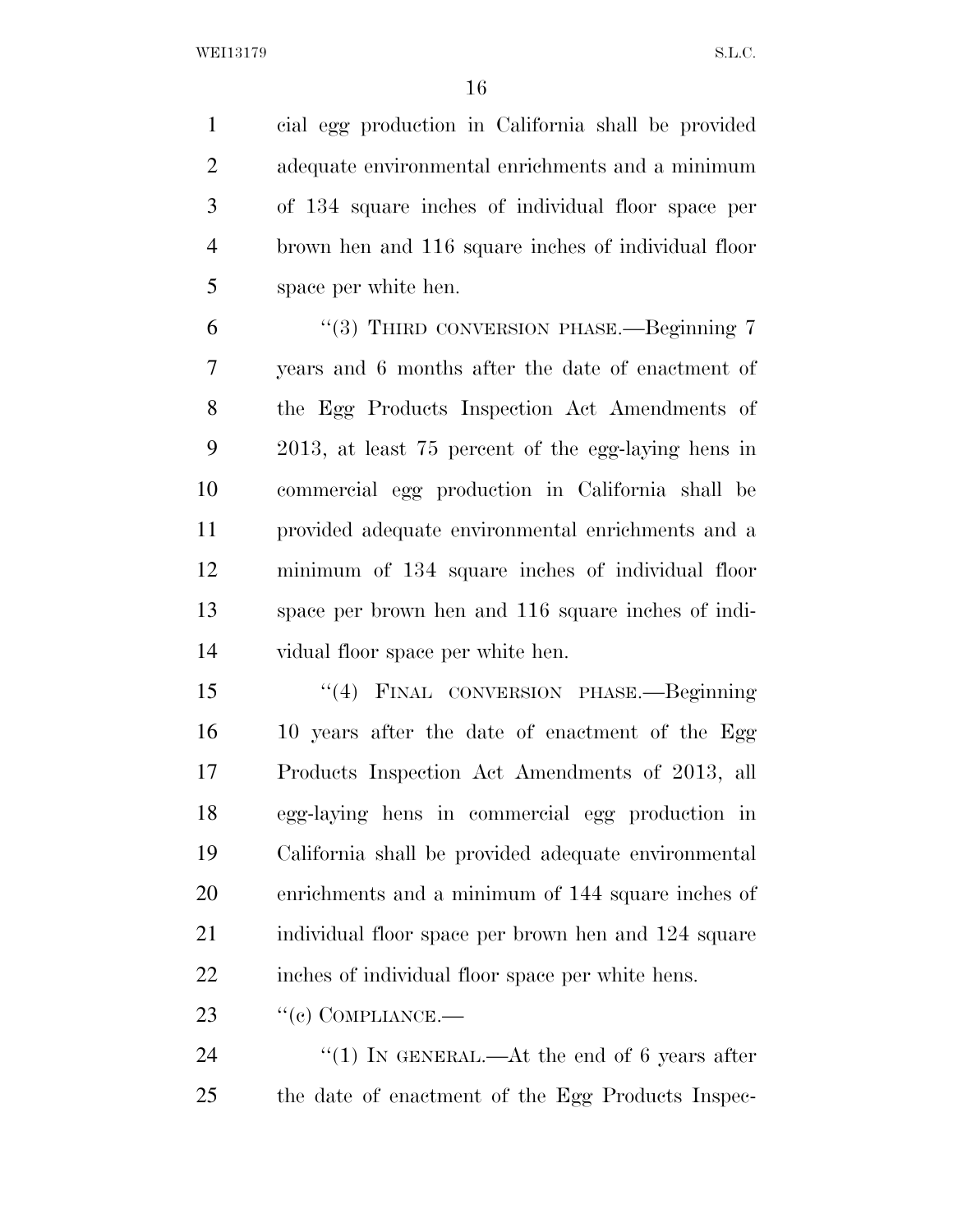cial egg production in California shall be provided adequate environmental enrichments and a minimum of 134 square inches of individual floor space per brown hen and 116 square inches of individual floor space per white hen.

"(3) THIRD CONVERSION PHASE.—Beginning 7 years and 6 months after the date of enactment of the Egg Products Inspection Act Amendments of 2013, at least 75 percent of the egg-laying hens in commercial egg production in California shall be provided adequate environmental enrichments and a minimum of 134 square inches of individual floor space per brown hen and 116 square inches of individual floor space per white hen.

"(4) FINAL CONVERSION PHASE.—Beginning 10 years after the date of enactment of the Egg Products Inspection Act Amendments of 2013, all egg-laying hens in commercial egg production in California shall be provided adequate environmental enrichments and a minimum of 144 square inches of individual floor space per brown hen and 124 square inches of individual floor space per white hens.

"(c) COMPLIANCE.—

"(1) IN GENERAL.—At the end of 6 years after the date of enactment of the Egg Products Inspec-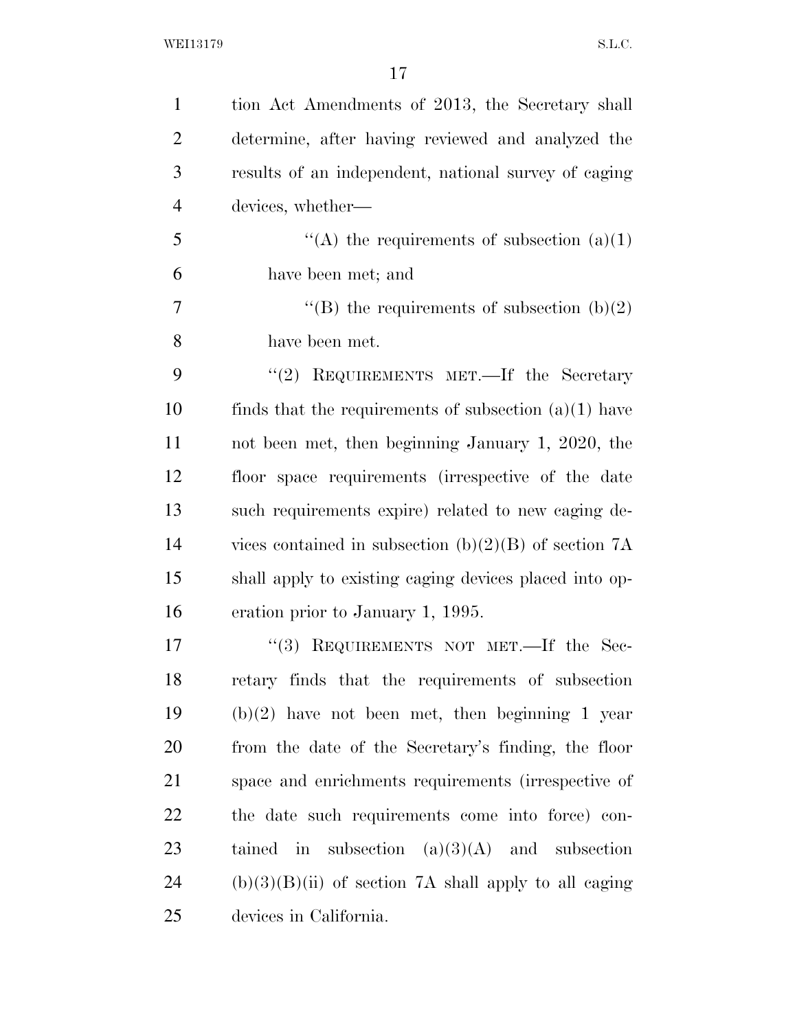tion Act Amendments of 2013, the Secretary shall determine, after having reviewed and analyzed the results of an independent, national survey of caging devices, whether—

"(A) the requirements of subsection (a)(1) have been met; and

"(B) the requirements of subsection (b)(2) have been met.

"(2) REQUIREMENTS MET.—If the Secretary finds that the requirements of subsection (a)(1) have not been met, then beginning January 1, 2020, the floor space requirements (irrespective of the date such requirements expire) related to new caging devices contained in subsection (b)(2)(B) of section 7A shall apply to existing caging devices placed into operation prior to January 1, 1995.

"(3) REQUIREMENTS NOT MET.—If the Secretary finds that the requirements of subsection (b)(2) have not been met, then beginning 1 year from the date of the Secretary's finding, the floor space and enrichments requirements (irrespective of the date such requirements come into force) contained in subsection (a)(3)(A) and subsection (b)(3)(B)(ii) of section 7A shall apply to all caging devices in California.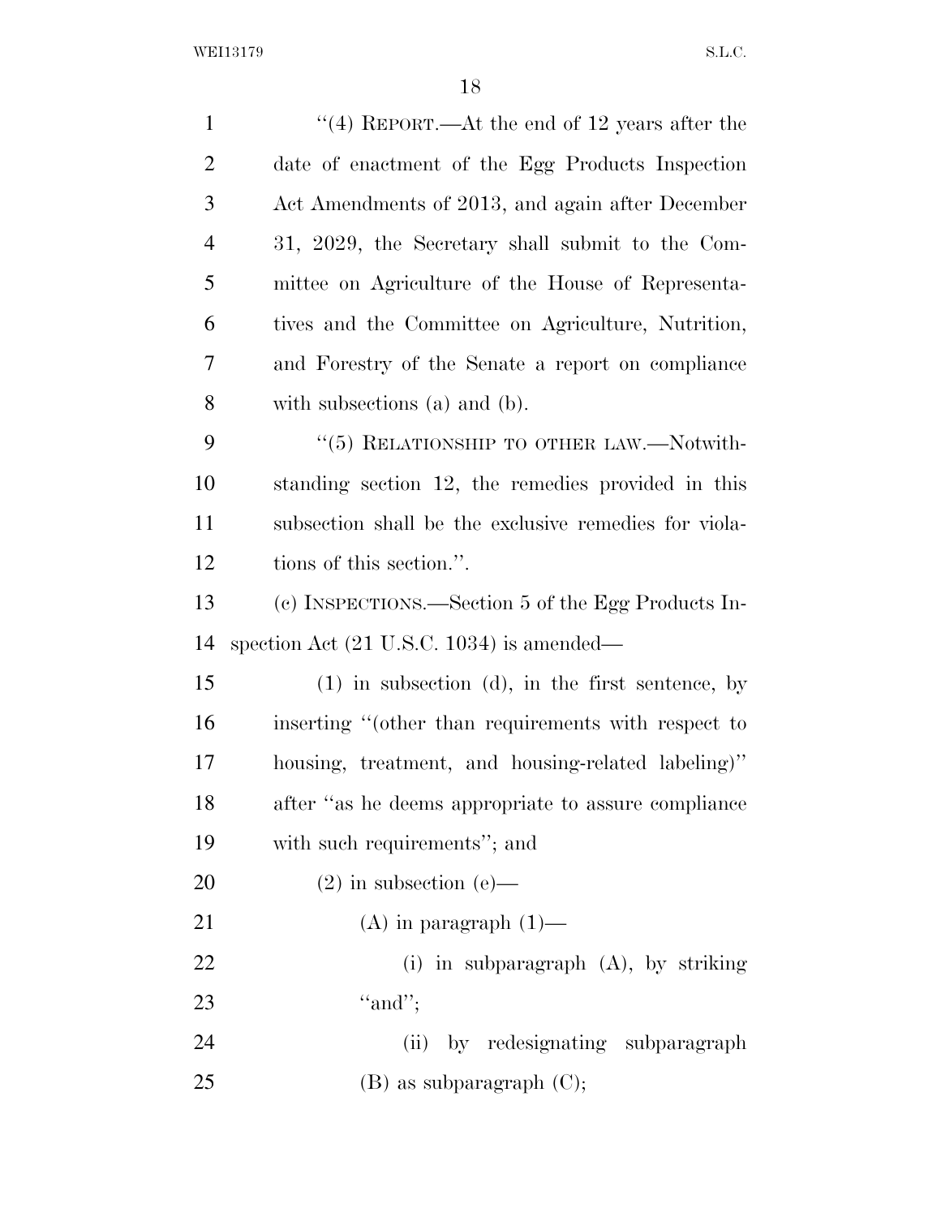''(4) REPORT.—At the end of 12 years after the date of enactment of the Egg Products Inspection Act Amendments of 2013, and again after December 31, 2029, the Secretary shall submit to the Committee on Agriculture of the House of Representatives and the Committee on Agriculture, Nutrition, and Forestry of the Senate a report on compliance with subsections (a) and (b).

''(5) RELATIONSHIP TO OTHER LAW.—Notwithstanding section 12, the remedies provided in this subsection shall be the exclusive remedies for violations of this section.''.

(c) INSPECTIONS.—Section 5 of the Egg Products Inspection Act (21 U.S.C. 1034) is amended—

(1) in subsection (d), in the first sentence, by inserting ''(other than requirements with respect to housing, treatment, and housing-related labeling)'' after ''as he deems appropriate to assure compliance with such requirements''; and

(2) in subsection (e)—

(A) in paragraph (1)—

(i) in subparagraph (A), by striking ''and'';

(ii) by redesignating subparagraph (B) as subparagraph (C);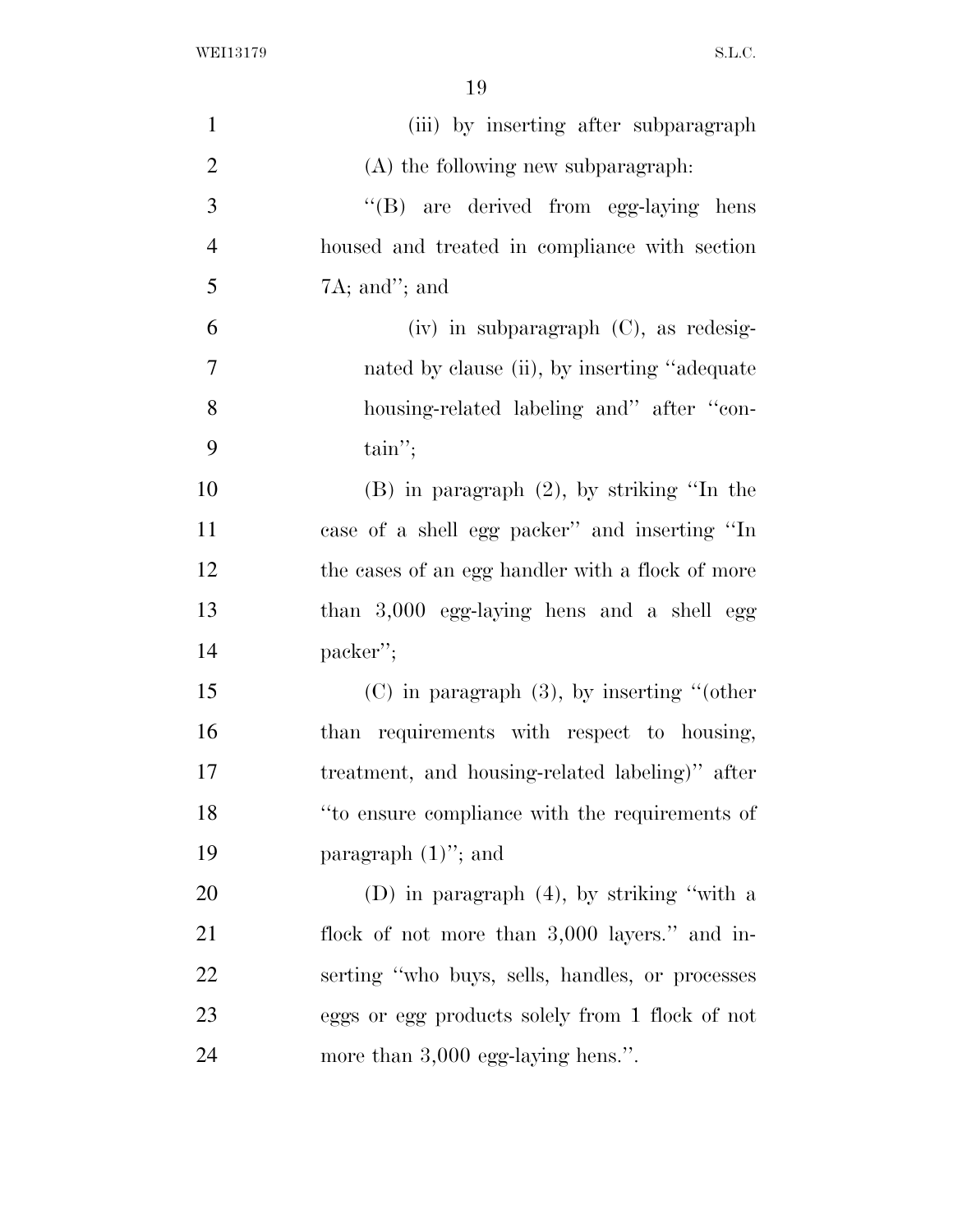(iii) by inserting after subparagraph (A) the following new subparagraph:

''(B) are derived from egg-laying hens housed and treated in compliance with section 7A; and''; and

(iv) in subparagraph (C), as redesignated by clause (ii), by inserting ''adequate housing-related labeling and'' after ''contain'';

(B) in paragraph (2), by striking ''In the case of a shell egg packer'' and inserting ''In the cases of an egg handler with a flock of more than 3,000 egg-laying hens and a shell egg packer'';

(C) in paragraph (3), by inserting ''(other than requirements with respect to housing, treatment, and housing-related labeling)'' after ''to ensure compliance with the requirements of paragraph (1)''; and

(D) in paragraph (4), by striking ''with a flock of not more than 3,000 layers.'' and inserting ''who buys, sells, handles, or processes eggs or egg products solely from 1 flock of not more than 3,000 egg-laying hens.''.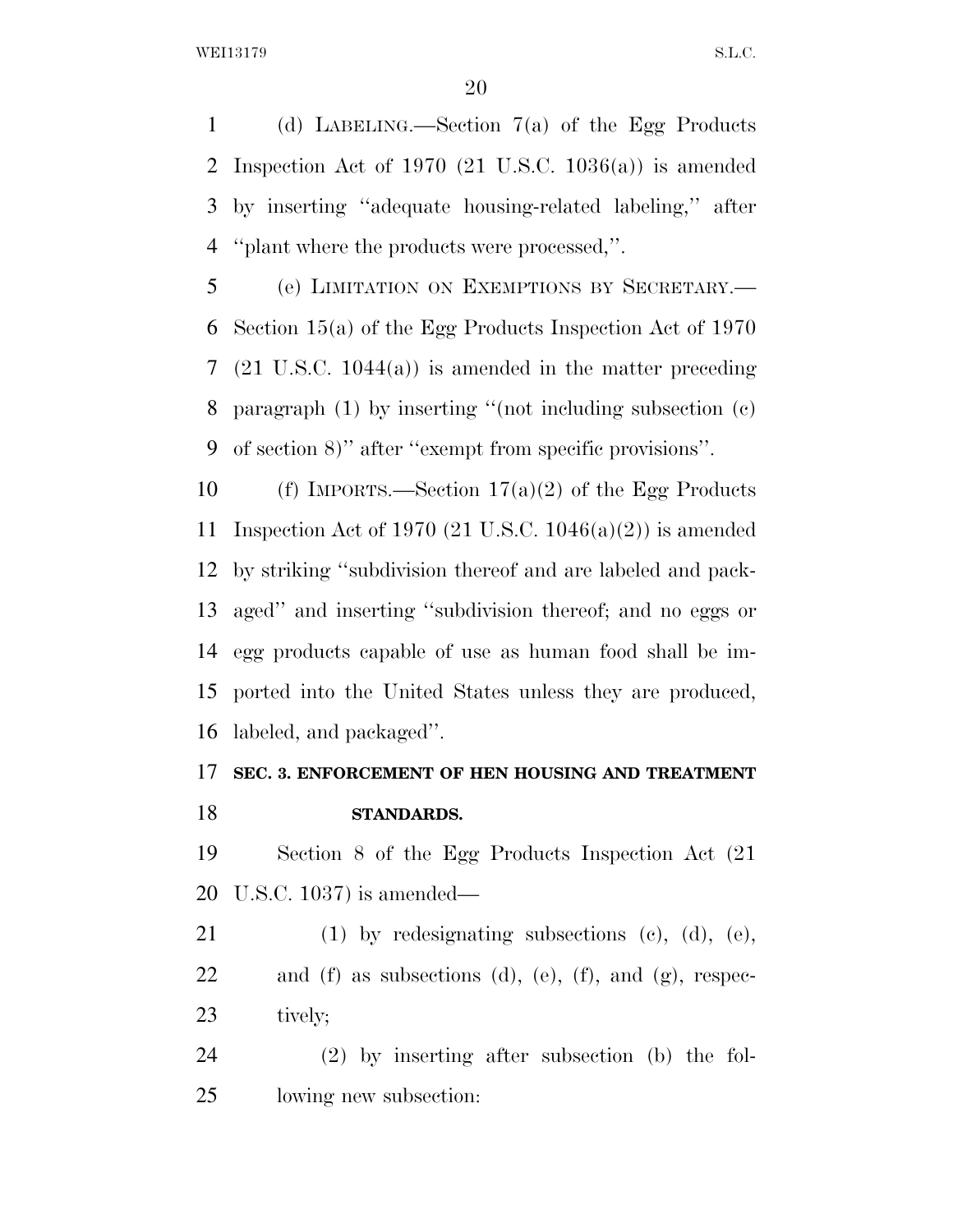(d) LABELING.—Section 7(a) of the Egg Products Inspection Act of 1970 (21 U.S.C. 1036(a)) is amended by inserting ''adequate housing-related labeling,'' after ''plant where the products were processed,''.

(e) LIMITATION ON EXEMPTIONS BY SECRETARY.—Section 15(a) of the Egg Products Inspection Act of 1970 (21 U.S.C. 1044(a)) is amended in the matter preceding paragraph (1) by inserting ''(not including subsection (c) of section 8)'' after ''exempt from specific provisions''.

(f) IMPORTS.—Section 17(a)(2) of the Egg Products Inspection Act of 1970 (21 U.S.C. 1046(a)(2)) is amended by striking ''subdivision thereof and are labeled and packaged'' and inserting ''subdivision thereof; and no eggs or egg products capable of use as human food shall be imported into the United States unless they are produced, labeled, and packaged''.

**SEC. 3. ENFORCEMENT OF HEN HOUSING AND TREATMENT STANDARDS.**

Section 8 of the Egg Products Inspection Act (21 U.S.C. 1037) is amended—

(1) by redesignating subsections (c), (d), (e), and (f) as subsections (d), (e), (f), and (g), respectively;

(2) by inserting after subsection (b) the following new subsection: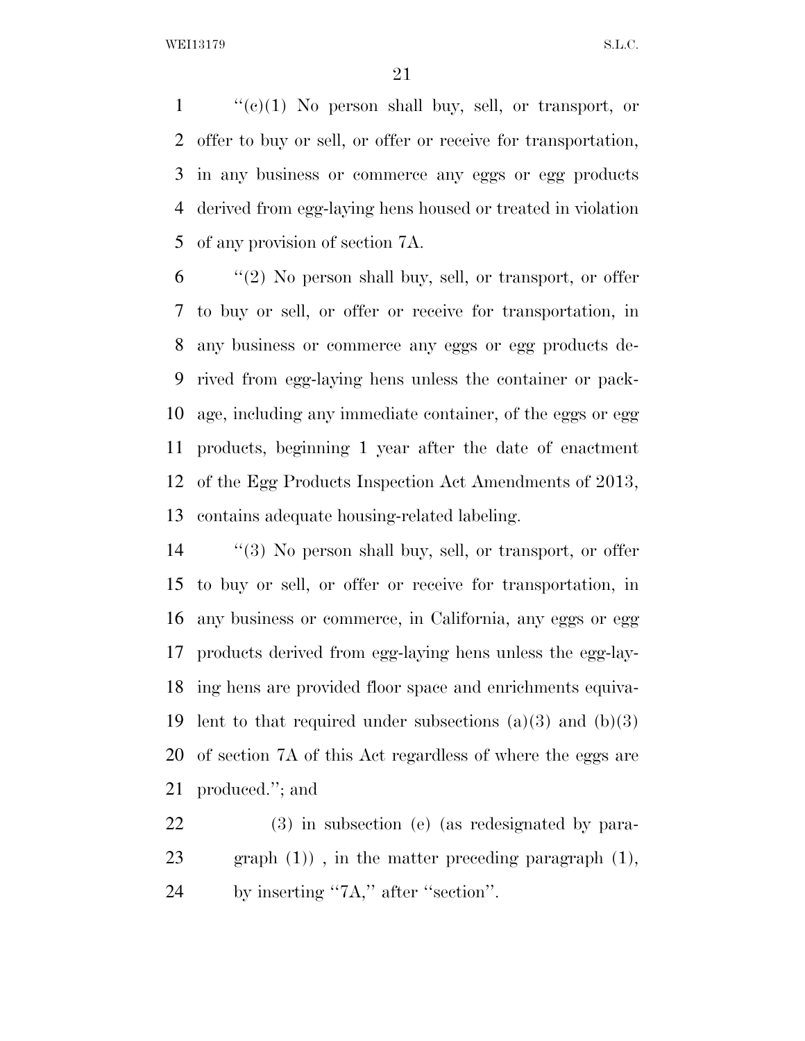"(c)(1) No person shall buy, sell, or transport, or offer to buy or sell, or offer or receive for transportation, in any business or commerce any eggs or egg products derived from egg-laying hens housed or treated in violation of any provision of section 7A.

"(2) No person shall buy, sell, or transport, or offer to buy or sell, or offer or receive for transportation, in any business or commerce any eggs or egg products derived from egg-laying hens unless the container or package, including any immediate container, of the eggs or egg products, beginning 1 year after the date of enactment of the Egg Products Inspection Act Amendments of 2013, contains adequate housing-related labeling.

"(3) No person shall buy, sell, or transport, or offer to buy or sell, or offer or receive for transportation, in any business or commerce, in California, any eggs or egg products derived from egg-laying hens unless the egg-laying hens are provided floor space and enrichments equivalent to that required under subsections (a)(3) and (b)(3) of section 7A of this Act regardless of where the eggs are produced."; and

(3) in subsection (e) (as redesignated by paragraph (1)) , in the matter preceding paragraph (1), by inserting "7A," after "section".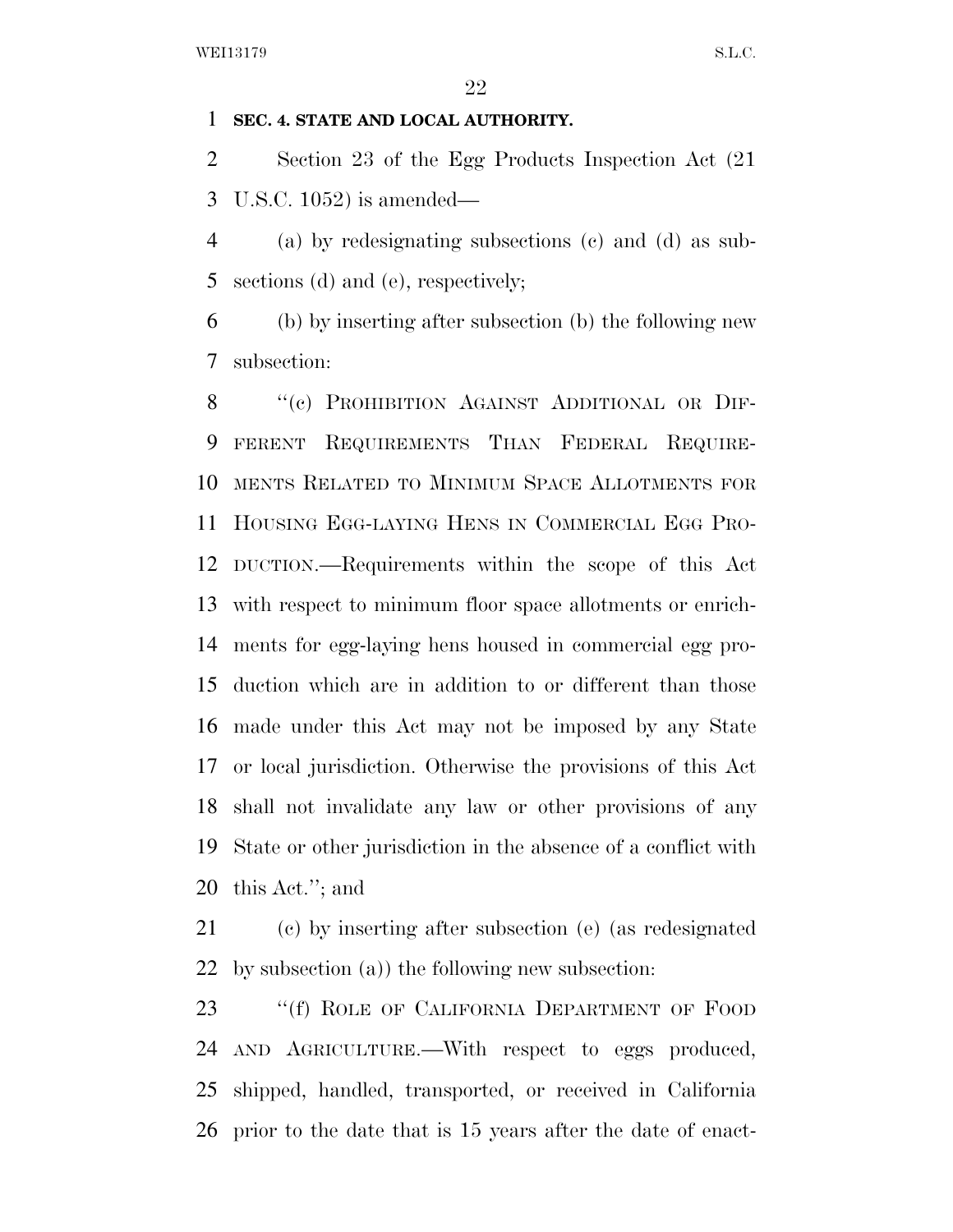**SEC. 4. STATE AND LOCAL AUTHORITY.**

Section 23 of the Egg Products Inspection Act (21 U.S.C. 1052) is amended—

(a) by redesignating subsections (c) and (d) as subsections (d) and (e), respectively;

(b) by inserting after subsection (b) the following new subsection:

"(c) PROHIBITION AGAINST ADDITIONAL OR DIFFERENT REQUIREMENTS THAN FEDERAL REQUIREMENTS RELATED TO MINIMUM SPACE ALLOTMENTS FOR HOUSING EGG-LAYING HENS IN COMMERCIAL EGG PRODUCTION.—Requirements within the scope of this Act with respect to minimum floor space allotments or enrichments for egg-laying hens housed in commercial egg production which are in addition to or different than those made under this Act may not be imposed by any State or local jurisdiction. Otherwise the provisions of this Act shall not invalidate any law or other provisions of any State or other jurisdiction in the absence of a conflict with this Act."; and

(c) by inserting after subsection (e) (as redesignated by subsection (a)) the following new subsection:

"(f) ROLE OF CALIFORNIA DEPARTMENT OF FOOD AND AGRICULTURE.—With respect to eggs produced, shipped, handled, transported, or received in California prior to the date that is 15 years after the date of enact-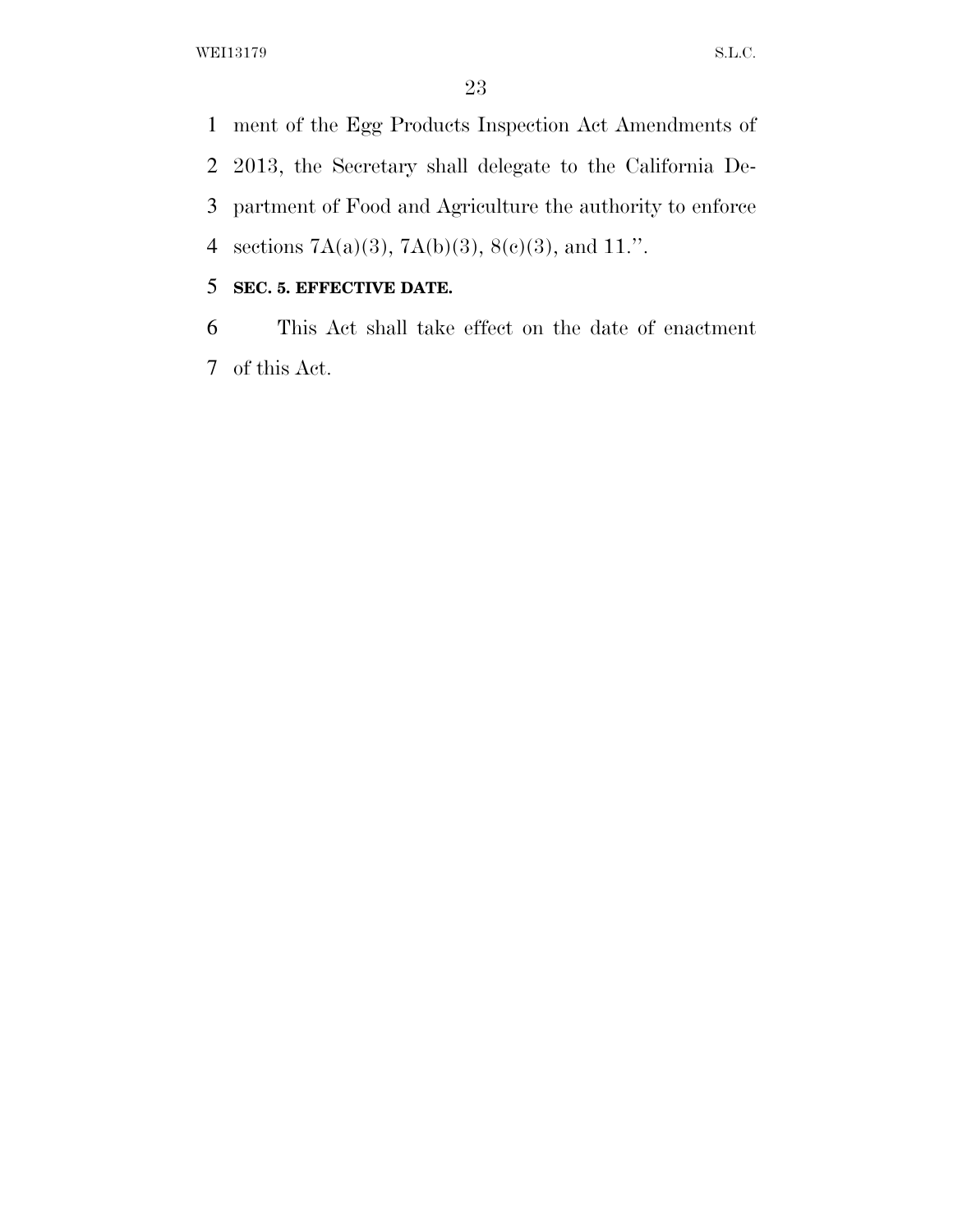ment of the Egg Products Inspection Act Amendments of 2013, the Secretary shall delegate to the California Department of Food and Agriculture the authority to enforce sections 7A(a)(3), 7A(b)(3), 8(c)(3), and 11.''.

**SEC. 5. EFFECTIVE DATE.**

This Act shall take effect on the date of enactment of this Act.